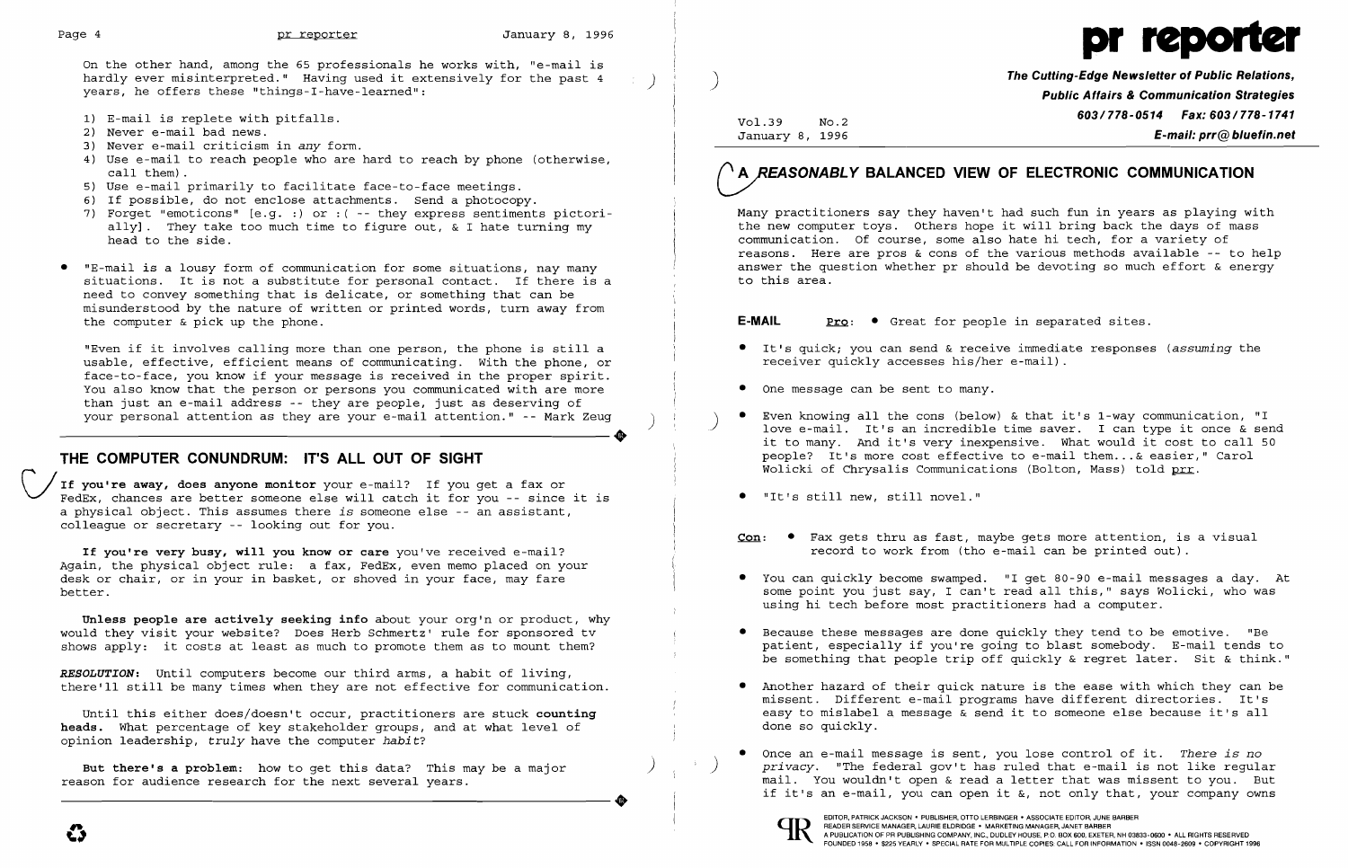On the other hand, among the 65 professionals he works with, "e-mail is hardly ever misinterpreted." Having used it extensively for the past 4 years, he offers these "things-I-have-learned":

1) E-mail is replete with pitfalls.
2) Never e-mail bad news.
3) Never e-mail criticism in *any* form.
4) Use e-mail to reach people who are hard to reach by phone (otherwise, call them).
5) Use e-mail primarily to facilitate face-to-face meetings.
6) If possible, do not enclose attachments. Send a photocopy.
7) Forget "emoticons" [e.g. :) or :( -- they express sentiments pictorially]. They take too much time to figure out, & I hate turning my head to the side.

- "E-mail is a lousy form of communication for some situations, nay many situations. It is not a substitute for personal contact. If there is a need to convey something that is delicate, or something that can be misunderstood by the nature of written or printed words, turn away from the computer & pick up the phone.

"Even if it involves calling more than one person, the phone is still a usable, effective, efficient means of communicating. With the phone, or face-to-face, you know if your message is received in the proper spirit. You also know that the person or persons you communicated with are more than just an e-mail address -- they are people, just as deserving of your personal attention as they are your e-mail attention." -- Mark Zeug

## THE COMPUTER CONUNDRUM: IT'S ALL OUT OF SIGHT

**If you're away, does anyone monitor** your e-mail? If you get a fax or FedEx, chances are better someone else will catch it for you -- since it is a physical object. This assumes there *is* someone else -- an assistant, colleague or secretary -- looking out for you.

**If you're very busy, will you know or care** you've received e-mail? Again, the physical object rule: a fax, FedEx, even memo placed on your desk or chair, or in your in basket, or shoved in your face, may fare better.

**Unless people are actively seeking info** about your org'n or product, why would they visit your website? Does Herb Schmertz' rule for sponsored tv shows apply: it costs at least as much to promote them as to mount them?

***RESOLUTION:*** Until computers become our third arms, a habit of living, there'll still be many times when they are not effective for communication.

Until this either does/doesn't occur, practitioners are stuck **counting heads.** What percentage of key stakeholder groups, and at what level of opinion leadership, *truly* have the computer *habit*?

**But there's a problem:** how to get this data? This may be a major reason for audience research for the next several years.

# pr reporter

**The Cutting-Edge Newsletter of Public Relations, Public Affairs & Communication Strategies**
**603/778-0514 Fax: 603/778-1741**
**E-mail: prr@bluefin.net**

Vol.39 No.2
January 8, 1996

## A *REASONABLY* BALANCED VIEW OF ELECTRONIC COMMUNICATION

Many practitioners say they haven't had such fun in years as playing with the new computer toys. Others hope it will bring back the days of mass communication. Of course, some also hate hi tech, for a variety of reasons. Here are pros & cons of the various methods available -- to help answer the question whether pr should be devoting so much effort & energy to this area.

**E-MAIL** Pro: • Great for people in separated sites.

- It's quick; you can send & receive immediate responses (*assuming* the receiver quickly accesses his/her e-mail).
- One message can be sent to many.
- Even knowing all the cons (below) & that it's 1-way communication, "I love e-mail. It's an incredible time saver. I can type it once & send it to many. And it's very inexpensive. What would it cost to call 50 people? It's more cost effective to e-mail them...& easier," Carol Wolicki of Chrysalis Communications (Bolton, Mass) told prr.
- "It's still new, still novel."

Con: • Fax gets thru as fast, maybe gets more attention, is a visual record to work from (tho e-mail can be printed out).

- You can quickly become swamped. "I get 80-90 e-mail messages a day. At some point you just say, I can't read all this," says Wolicki, who was using hi tech before most practitioners had a computer.
- Because these messages are done quickly they tend to be emotive. "Be patient, especially if you're going to blast somebody. E-mail tends to be something that people trip off quickly & regret later. Sit & think."
- Another hazard of their quick nature is the ease with which they can be missent. Different e-mail programs have different directories. It's easy to mislabel a message & send it to someone else because it's all done so quickly.
- Once an e-mail message is sent, you lose control of it. *There is no privacy.* "The federal gov't has ruled that e-mail is not like regular mail. You wouldn't open & read a letter that was missent to you. But if it's an e-mail, you can open it &, not only that, your company owns

EDITOR, PATRICK JACKSON • PUBLISHER, OTTO LERBINGER • ASSOCIATE EDITOR, JUNE BARBER
READER SERVICE MANAGER, LAURIE ELDRIDGE • MARKETING MANAGER, JANET BARBER
A PUBLICATION OF PR PUBLISHING COMPANY, INC., DUDLEY HOUSE, P.O. BOX 600, EXETER, NH 03833-0600 • ALL RIGHTS RESERVED
FOUNDED 1958 • $225 YEARLY • SPECIAL RATE FOR MULTIPLE COPIES: CALL FOR INFORMATION • ISSN 0048-2609 • COPYRIGHT 1996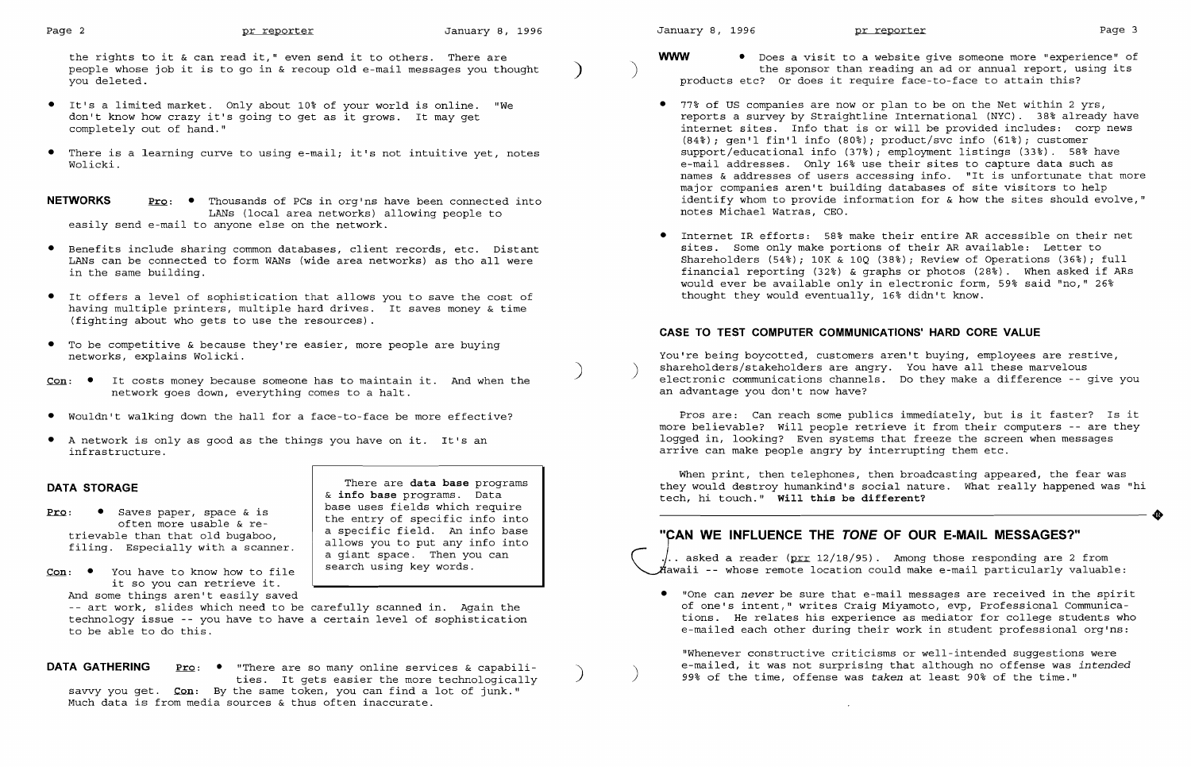the rights to it & can read it," even send it to others. There are people whose job it is to go in & recoup old e-mail messages you thought you deleted.

- It's a limited market. Only about 10% of your world is online. "We don't know how crazy it's going to get as it grows. It may get completely out of hand."
- There is a learning curve to using e-mail; it's not intuitive yet, notes Wolicki.

**NETWORKS** **Pro**: • Thousands of PCs in org'ns have been connected into LANs (local area networks) allowing people to easily send e-mail to anyone else on the network.

- Benefits include sharing common databases, client records, etc. Distant LANs can be connected to form WANs (wide area networks) as tho all were in the same building.
- It offers a level of sophistication that allows you to save the cost of having multiple printers, multiple hard drives. It saves money & time (fighting about who gets to use the resources).
- To be competitive & because they're easier, more people are buying networks, explains Wolicki.

**Con**: • It costs money because someone has to maintain it. And when the network goes down, everything comes to a halt.

- Wouldn't walking down the hall for a face-to-face be more effective?
- A network is only as good as the things you have on it. It's an infrastructure.

**DATA STORAGE**

> There are **data base** programs & **info base** programs. Data base uses fields which require the entry of specific info into a specific field. An info base allows you to put any info into a giant space. Then you can search using key words.

**Pro**: • Saves paper, space & is often more usable & retrievable than that old bugaboo, filing. Especially with a scanner.

**Con**: • You have to know how to file it so you can retrieve it. And some things aren't easily saved -- art work, slides which need to be carefully scanned in. Again the technology issue -- you have to have a certain level of sophistication to be able to do this.

**DATA GATHERING** **Pro**: • "There are so many online services & capabilities. It gets easier the more technologically savvy you get. **Con**: By the same token, you can find a lot of junk." Much data is from media sources & thus often inaccurate.

**WWW** • Does a visit to a website give someone more "experience" of the sponsor than reading an ad or annual report, using its products etc? Or does it require face-to-face to attain this?

- 77% of US companies are now or plan to be on the Net within 2 yrs, reports a survey by Straightline International (NYC). 38% already have internet sites. Info that is or will be provided includes: corp news (84%); gen'l fin'l info (80%); product/svc info (61%); customer support/educational info (37%); employment listings (33%). 58% have e-mail addresses. Only 16% use their sites to capture data such as names & addresses of users accessing info. "It is unfortunate that more major companies aren't building databases of site visitors to help identify whom to provide information for & how the sites should evolve," notes Michael Watras, CEO.
- Internet IR efforts: 58% make their entire AR accessible on their net sites. Some only make portions of their AR available: Letter to Shareholders (54%); 10K & 10Q (38%); Review of Operations (36%); full financial reporting (32%) & graphs or photos (28%). When asked if ARs would ever be available only in electronic form, 59% said "no," 26% thought they would eventually, 16% didn't know.

## CASE TO TEST COMPUTER COMMUNICATIONS' HARD CORE VALUE

You're being boycotted, customers aren't buying, employees are restive, shareholders/stakeholders are angry. You have all these marvelous electronic communications channels. Do they make a difference -- give you an advantage you don't now have?

Pros are: Can reach some publics immediately, but is it faster? Is it more believable? Will people retrieve it from their computers -- are they logged in, looking? Even systems that freeze the screen when messages arrive can make people angry by interrupting them etc.

When print, then telephones, then broadcasting appeared, the fear was they would destroy humankind's social nature. What really happened was "hi tech, hi touch." **Will this be different?**

---

## "CAN WE INFLUENCE THE *TONE* OF OUR E-MAIL MESSAGES?"

... asked a reader (prr 12/18/95). Among those responding are 2 from Hawaii -- whose remote location could make e-mail particularly valuable:

- "One can *never* be sure that e-mail messages are received in the spirit of one's intent," writes Craig Miyamoto, evp, Professional Communications. He relates his experience as mediator for college students who e-mailed each other during their work in student professional org'ns:

  "Whenever constructive criticisms or well-intended suggestions were e-mailed, it was not surprising that although no offense was *intended* 99% of the time, offense was *taken* at least 90% of the time."